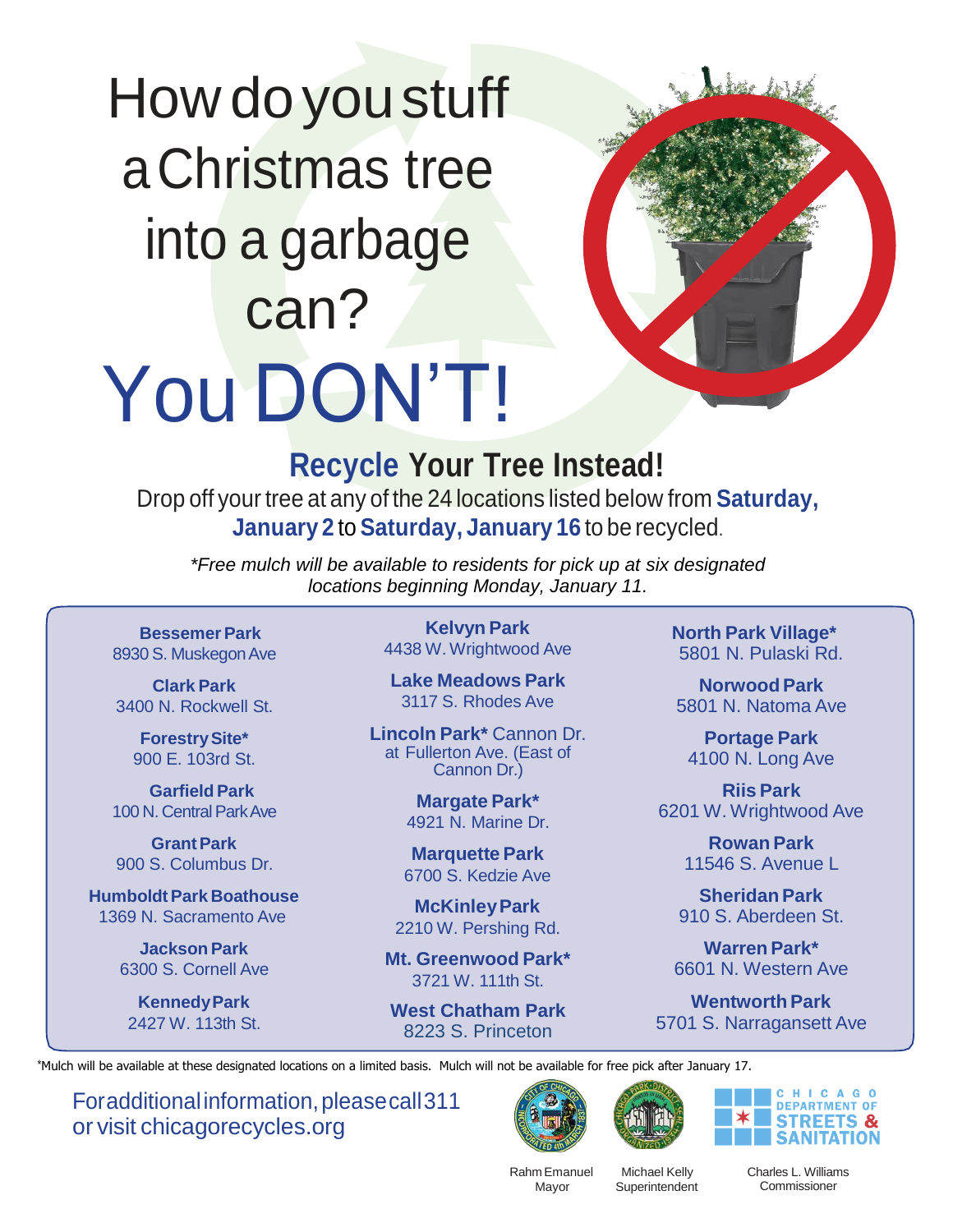# How do you stuff a Christmas tree into a garbage can?

# You DON'T!

## Recycle Your Tree Instead!

Drop off your tree at any of the 24 locations listed below from **Saturday, January 2** to **Saturday, January 16** to be recycled.

*\*Free mulch will be available to residents for pick up at six designated locations beginning Monday, January 11.*

**Bessemer Park**
8930 S. Muskegon Ave

**Clark Park**
3400 N. Rockwell St.

**Forestry Site\***
900 E. 103rd St.

**Garfield Park**
100 N. Central Park Ave

**Grant Park**
900 S. Columbus Dr.

**Humboldt Park Boathouse**
1369 N. Sacramento Ave

**Jackson Park**
6300 S. Cornell Ave

**Kennedy Park**
2427 W. 113th St.

**Kelvyn Park**
4438 W. Wrightwood Ave

**Lake Meadows Park**
3117 S. Rhodes Ave

**Lincoln Park\*** Cannon Dr. at Fullerton Ave. (East of Cannon Dr.)

**Margate Park\***
4921 N. Marine Dr.

**Marquette Park**
6700 S. Kedzie Ave

**McKinley Park**
2210 W. Pershing Rd.

**Mt. Greenwood Park\***
3721 W. 111th St.

**West Chatham Park**
8223 S. Princeton

**North Park Village\***
5801 N. Pulaski Rd.

**Norwood Park**
5801 N. Natoma Ave

**Portage Park**
4100 N. Long Ave

**Riis Park**
6201 W. Wrightwood Ave

**Rowan Park**
11546 S. Avenue L

**Sheridan Park**
910 S. Aberdeen St.

**Warren Park\***
6601 N. Western Ave

**Wentworth Park**
5701 S. Narragansett Ave

\*Mulch will be available at these designated locations on a limited basis. Mulch will not be available for free pick after January 17.

For additional information, please call 311 or visit chicagorecycles.org

CHICAGO DEPARTMENT OF STREETS & SANITATION

Rahm Emanuel
Mayor

Michael Kelly
Superintendent

Charles L. Williams
Commissioner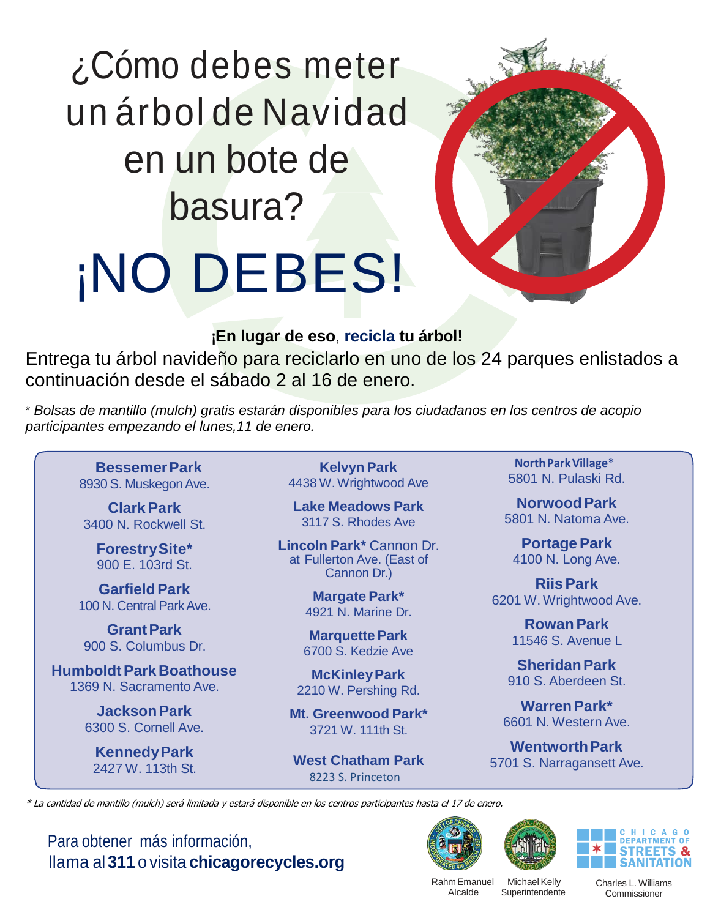# ¿Cómo debes meter un árbol de Navidad en un bote de basura?

# ¡NO DEBES!

**¡En lugar de eso**, **recicla tu árbol!**

Entrega tu árbol navideño para reciclarlo en uno de los 24 parques enlistados a continuación desde el sábado 2 al 16 de enero.

\* *Bolsas de mantillo (mulch) gratis estarán disponibles para los ciudadanos en los centros de acopio participantes empezando el lunes,11 de enero.*

**Bessemer Park**
8930 S. Muskegon Ave.

**Clark Park**
3400 N. Rockwell St.

**Forestry Site***
900 E. 103rd St.

**Garfield Park**
100 N. Central Park Ave.

**Grant Park**
900 S. Columbus Dr.

**Humboldt Park Boathouse**
1369 N. Sacramento Ave.

**Jackson Park**
6300 S. Cornell Ave.

**Kennedy Park**
2427 W. 113th St.

**Kelvyn Park**
4438 W. Wrightwood Ave

**Lake Meadows Park**
3117 S. Rhodes Ave

**Lincoln Park*** Cannon Dr. at Fullerton Ave. (East of Cannon Dr.)

**Margate Park***
4921 N. Marine Dr.

**Marquette Park**
6700 S. Kedzie Ave

**McKinley Park**
2210 W. Pershing Rd.

**Mt. Greenwood Park***
3721 W. 111th St.

**West Chatham Park**
8223 S. Princeton

**North Park Village***
5801 N. Pulaski Rd.

**Norwood Park**
5801 N. Natoma Ave.

**Portage Park**
4100 N. Long Ave.

**Riis Park**
6201 W. Wrightwood Ave.

**Rowan Park**
11546 S. Avenue L

**Sheridan Park**
910 S. Aberdeen St.

**Warren Park***
6601 N. Western Ave.

**Wentworth Park**
5701 S. Narragansett Ave.

\* *La cantidad de mantillo (mulch) será limitada y estará disponible en los centros participantes hasta el 17 de enero.*

Para obtener más información,
llama al **311** o visita **chicagorecycles.org**

Rahm Emanuel
Alcalde

Michael Kelly
Superintendente

Charles L. Williams
Commissioner